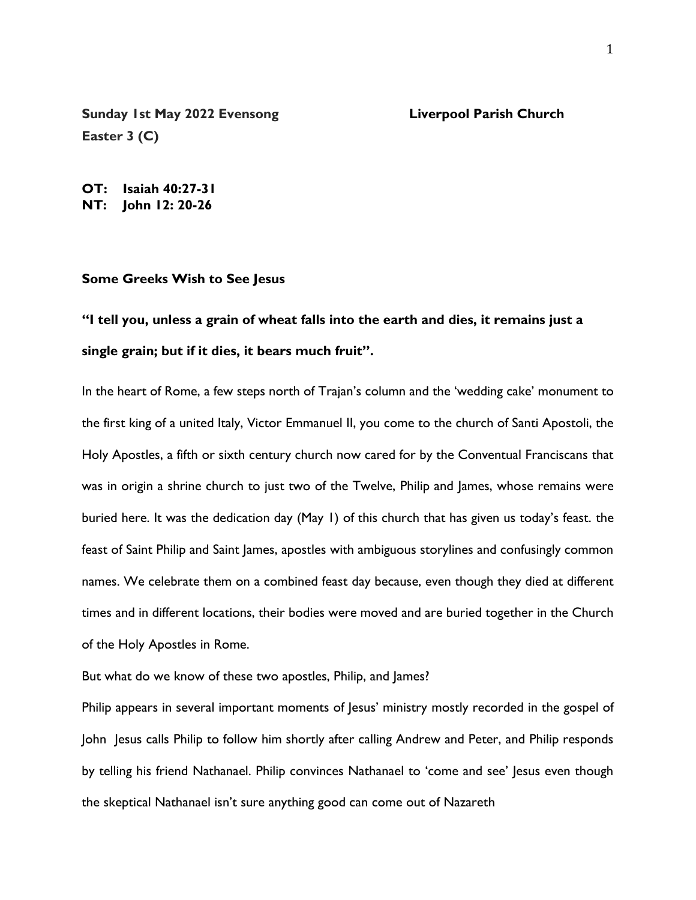**Sunday 1st May 2022 Evensong** **Liverpool Parish Church**
**Easter 3 (C)**

**OT: Isaiah 40:27-31**
**NT: John 12: 20-26**

**Some Greeks Wish to See Jesus**

**"I tell you, unless a grain of wheat falls into the earth and dies, it remains just a single grain; but if it dies, it bears much fruit".**

In the heart of Rome, a few steps north of Trajan's column and the 'wedding cake' monument to the first king of a united Italy, Victor Emmanuel II, you come to the church of Santi Apostoli, the Holy Apostles, a fifth or sixth century church now cared for by the Conventual Franciscans that was in origin a shrine church to just two of the Twelve, Philip and James, whose remains were buried here. It was the dedication day (May 1) of this church that has given us today's feast. the feast of Saint Philip and Saint James, apostles with ambiguous storylines and confusingly common names. We celebrate them on a combined feast day because, even though they died at different times and in different locations, their bodies were moved and are buried together in the Church of the Holy Apostles in Rome.

But what do we know of these two apostles, Philip, and James?

Philip appears in several important moments of Jesus' ministry mostly recorded in the gospel of John Jesus calls Philip to follow him shortly after calling Andrew and Peter, and Philip responds by telling his friend Nathanael. Philip convinces Nathanael to 'come and see' Jesus even though the skeptical Nathanael isn't sure anything good can come out of Nazareth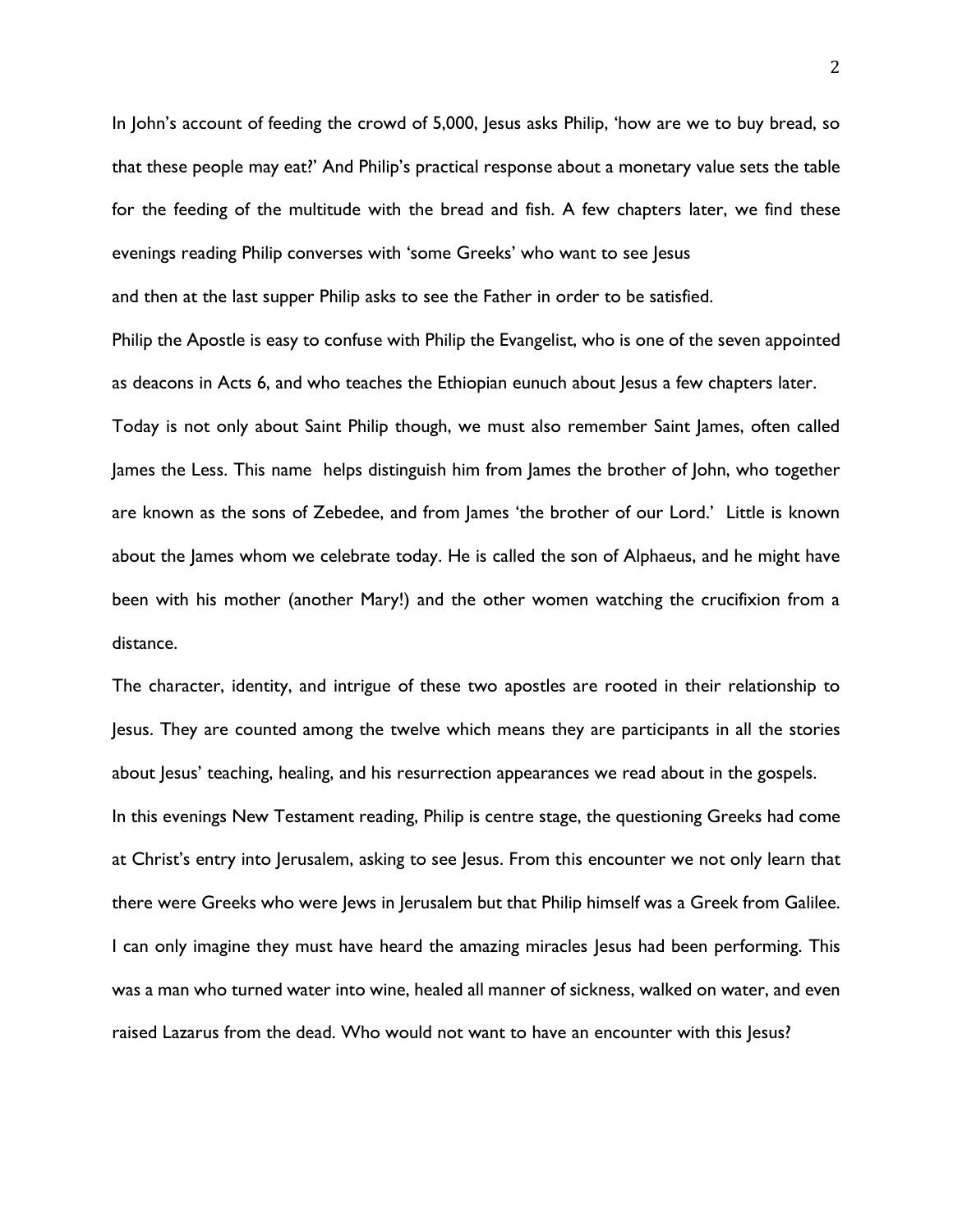In John's account of feeding the crowd of 5,000, Jesus asks Philip, 'how are we to buy bread, so that these people may eat?' And Philip's practical response about a monetary value sets the table for the feeding of the multitude with the bread and fish. A few chapters later, we find these evenings reading Philip converses with 'some Greeks' who want to see Jesus

and then at the last supper Philip asks to see the Father in order to be satisfied.

Philip the Apostle is easy to confuse with Philip the Evangelist, who is one of the seven appointed as deacons in Acts 6, and who teaches the Ethiopian eunuch about Jesus a few chapters later.

Today is not only about Saint Philip though, we must also remember Saint James, often called James the Less. This name helps distinguish him from James the brother of John, who together are known as the sons of Zebedee, and from James 'the brother of our Lord.' Little is known about the James whom we celebrate today. He is called the son of Alphaeus, and he might have been with his mother (another Mary!) and the other women watching the crucifixion from a distance.

The character, identity, and intrigue of these two apostles are rooted in their relationship to Jesus. They are counted among the twelve which means they are participants in all the stories about Jesus' teaching, healing, and his resurrection appearances we read about in the gospels.

In this evenings New Testament reading, Philip is centre stage, the questioning Greeks had come at Christ's entry into Jerusalem, asking to see Jesus. From this encounter we not only learn that there were Greeks who were Jews in Jerusalem but that Philip himself was a Greek from Galilee. I can only imagine they must have heard the amazing miracles Jesus had been performing. This was a man who turned water into wine, healed all manner of sickness, walked on water, and even raised Lazarus from the dead. Who would not want to have an encounter with this Jesus?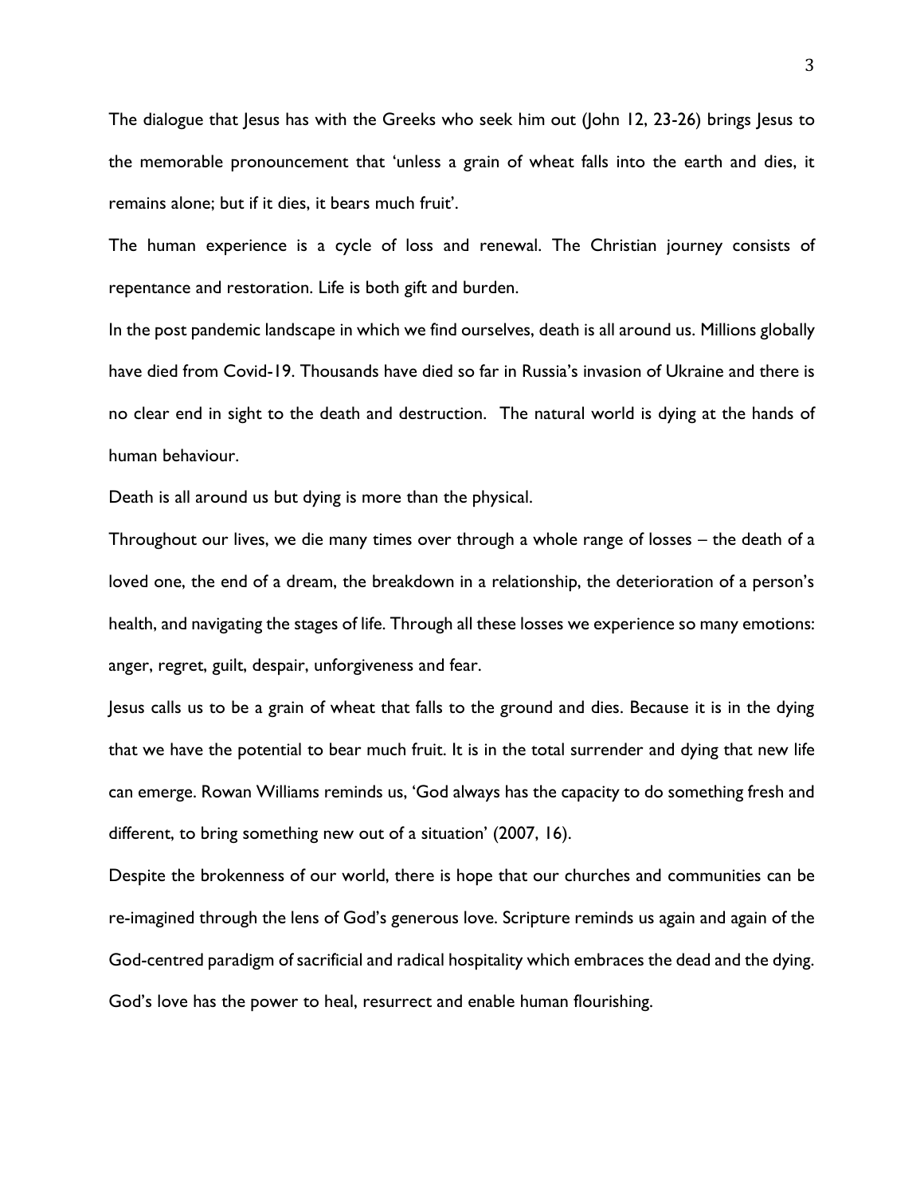The dialogue that Jesus has with the Greeks who seek him out (John 12, 23-26) brings Jesus to the memorable pronouncement that 'unless a grain of wheat falls into the earth and dies, it remains alone; but if it dies, it bears much fruit'.

The human experience is a cycle of loss and renewal. The Christian journey consists of repentance and restoration. Life is both gift and burden.

In the post pandemic landscape in which we find ourselves, death is all around us. Millions globally have died from Covid-19. Thousands have died so far in Russia's invasion of Ukraine and there is no clear end in sight to the death and destruction. The natural world is dying at the hands of human behaviour.

Death is all around us but dying is more than the physical.

Throughout our lives, we die many times over through a whole range of losses – the death of a loved one, the end of a dream, the breakdown in a relationship, the deterioration of a person's health, and navigating the stages of life. Through all these losses we experience so many emotions: anger, regret, guilt, despair, unforgiveness and fear.

Jesus calls us to be a grain of wheat that falls to the ground and dies. Because it is in the dying that we have the potential to bear much fruit. It is in the total surrender and dying that new life can emerge. Rowan Williams reminds us, 'God always has the capacity to do something fresh and different, to bring something new out of a situation' (2007, 16).

Despite the brokenness of our world, there is hope that our churches and communities can be re-imagined through the lens of God's generous love. Scripture reminds us again and again of the God-centred paradigm of sacrificial and radical hospitality which embraces the dead and the dying. God's love has the power to heal, resurrect and enable human flourishing.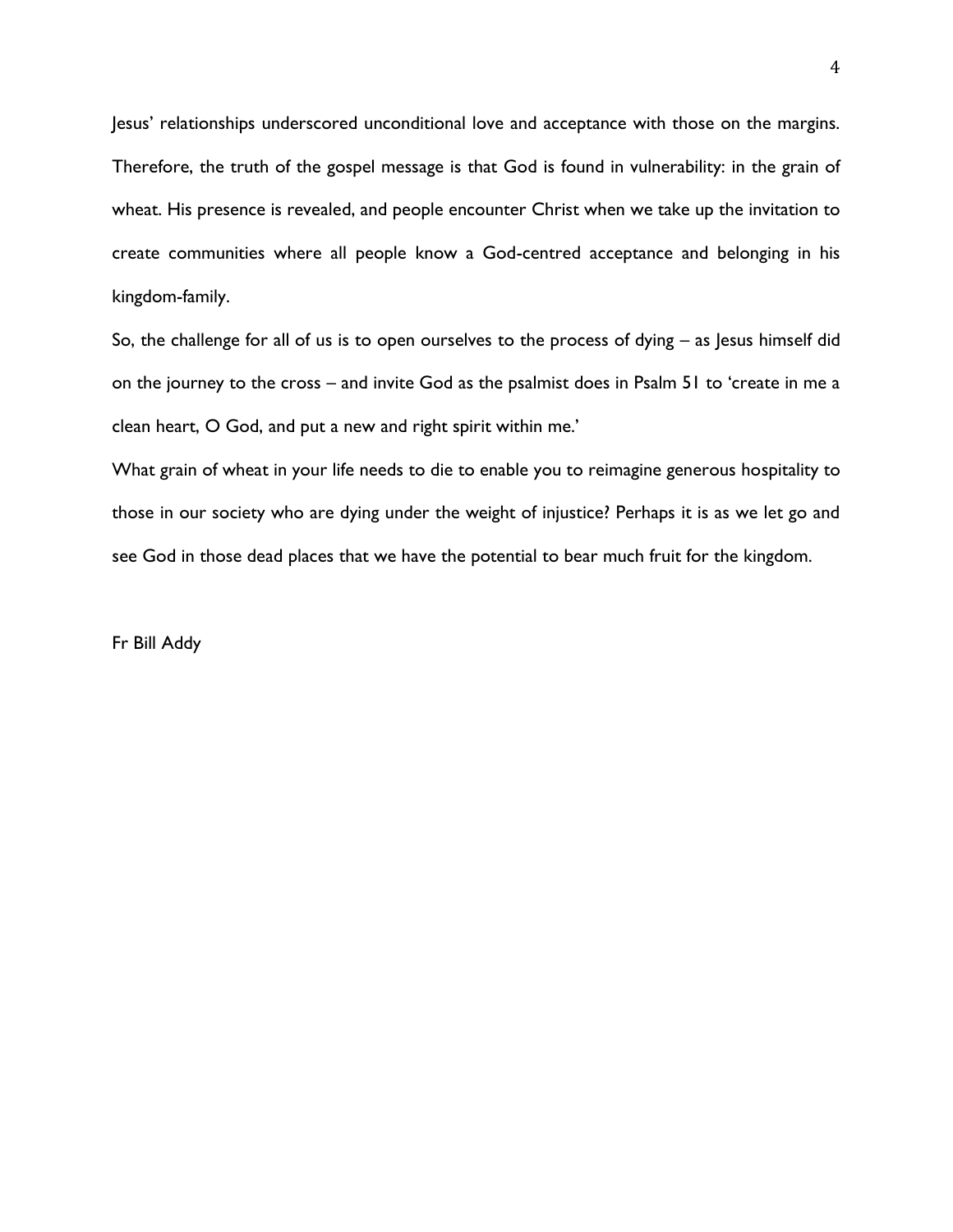Jesus' relationships underscored unconditional love and acceptance with those on the margins. Therefore, the truth of the gospel message is that God is found in vulnerability: in the grain of wheat. His presence is revealed, and people encounter Christ when we take up the invitation to create communities where all people know a God-centred acceptance and belonging in his kingdom-family.

So, the challenge for all of us is to open ourselves to the process of dying – as Jesus himself did on the journey to the cross – and invite God as the psalmist does in Psalm 51 to 'create in me a clean heart, O God, and put a new and right spirit within me.'

What grain of wheat in your life needs to die to enable you to reimagine generous hospitality to those in our society who are dying under the weight of injustice? Perhaps it is as we let go and see God in those dead places that we have the potential to bear much fruit for the kingdom.

Fr Bill Addy